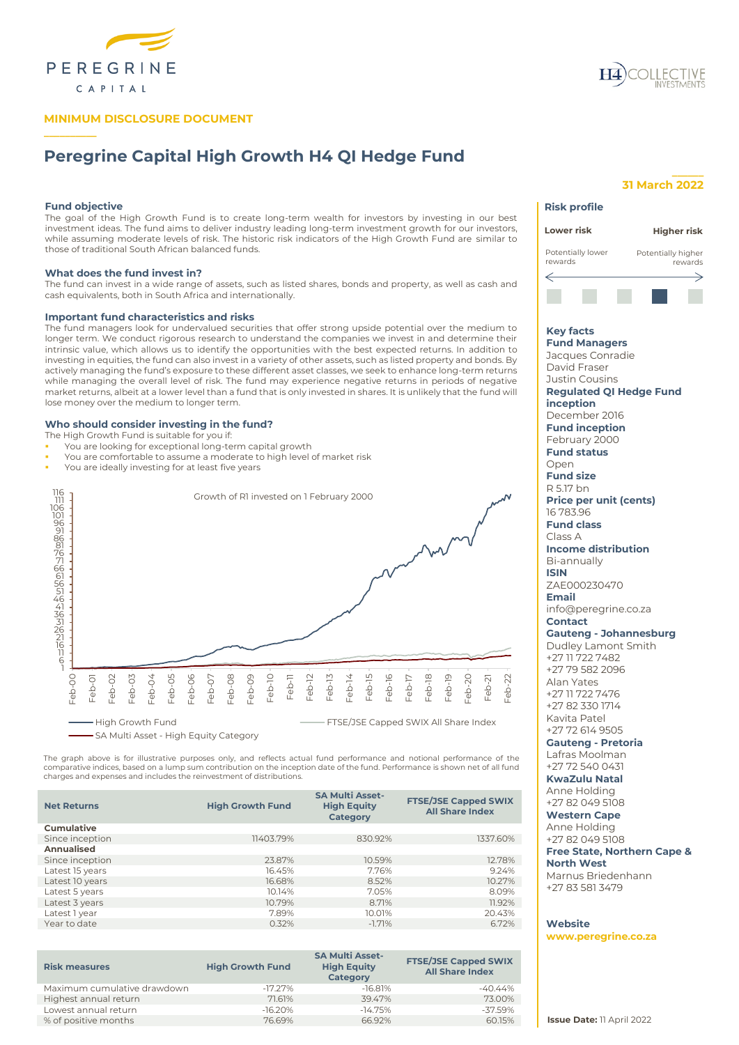MINIMUM DISCLOSURE DOCUMENT

# Peregrine Capital High Growth H4 QI Hedge Fund

**31 March 2022**

### Fund objective

The goal of the High Growth Fund is to create long-term wealth for investors by investing in our best investment ideas. The fund aims to deliver industry leading long-term investment growth for our investors, while assuming moderate levels of risk. The historic risk indicators of the High Growth Fund are similar to those of traditional South African balanced funds.

### What does the fund invest in?

The fund can invest in a wide range of assets, such as listed shares, bonds and property, as well as cash and cash equivalents, both in South Africa and internationally.

### Important fund characteristics and risks

The fund managers look for undervalued securities that offer strong upside potential over the medium to longer term. We conduct rigorous research to understand the companies we invest in and determine their intrinsic value, which allows us to identify the opportunities with the best expected returns. In addition to investing in equities, the fund can also invest in a variety of other assets, such as listed property and bonds. By actively managing the fund's exposure to these different asset classes, we seek to enhance long-term returns while managing the overall level of risk. The fund may experience negative returns in periods of negative market returns, albeit at a lower level than a fund that is only invested in shares. It is unlikely that the fund will lose money over the medium to longer term.

### Who should consider investing in the fund?

The High Growth Fund is suitable for you if:

- You are looking for exceptional long-term capital growth
- You are comfortable to assume a moderate to high level of market risk
- You are ideally investing for at least five years

Growth of R1 invested on 1 February 2000

High Growth Fund — FTSE/JSE Capped SWIX All Share Index — SA Multi Asset - High Equity Category

The graph above is for illustrative purposes only, and reflects actual fund performance and notional performance of the comparative indices, based on a lump sum contribution on the inception date of the fund. Performance is shown net of all fund charges and expenses and includes the reinvestment of distributions.

| Net Returns | High Growth Fund | SA Multi Asset-High Equity Category | FTSE/JSE Capped SWIX All Share Index |
|---|---|---|---|
| **Cumulative** | | | |
| Since inception | 11403.79% | 830.92% | 1337.60% |
| **Annualised** | | | |
| Since inception | 23.87% | 10.59% | 12.78% |
| Latest 15 years | 16.45% | 7.76% | 9.24% |
| Latest 10 years | 16.68% | 8.52% | 10.27% |
| Latest 5 years | 10.14% | 7.05% | 8.09% |
| Latest 3 years | 10.79% | 8.71% | 11.92% |
| Latest 1 year | 7.89% | 10.01% | 20.43% |
| Year to date | 0.32% | -1.71% | 6.72% |

| Risk measures | High Growth Fund | SA Multi Asset-High Equity Category | FTSE/JSE Capped SWIX All Share Index |
|---|---|---|---|
| Maximum cumulative drawdown | -17.27% | -16.81% | -40.44% |
| Highest annual return | 71.61% | 39.47% | 73.00% |
| Lowest annual return | -16.20% | -14.75% | -37.59% |
| % of positive months | 76.69% | 66.92% | 60.15% |

### Risk profile

Lower risk — Higher risk

Potentially lower rewards — Potentially higher rewards

### Key facts

**Fund Managers**
Jacques Conradie
David Fraser
Justin Cousins

**Regulated QI Hedge Fund inception**
December 2016

**Fund inception**
February 2000

**Fund status**
Open

**Fund size**
R 5.17 bn

**Price per unit (cents)**
16 783.96

**Fund class**
Class A

**Income distribution**
Bi-annually

**ISIN**
ZAE000230470

**Email**
info@peregrine.co.za

**Contact**

**Gauteng - Johannesburg**
Dudley Lamont Smith
+27 11 722 7482
+27 79 582 2096
Alan Yates
+27 11 722 7476
+27 82 330 1714
Kavita Patel
+27 72 614 9505

**Gauteng - Pretoria**
Lafras Moolman
+27 72 540 0431

**KwaZulu Natal**
Anne Holding
+27 82 049 5108

**Western Cape**
Anne Holding
+27 82 049 5108

**Free State, Northern Cape & North West**
Marnus Briedenhann
+27 83 581 3479

**Website**
www.peregrine.co.za

**Issue Date:** 11 April 2022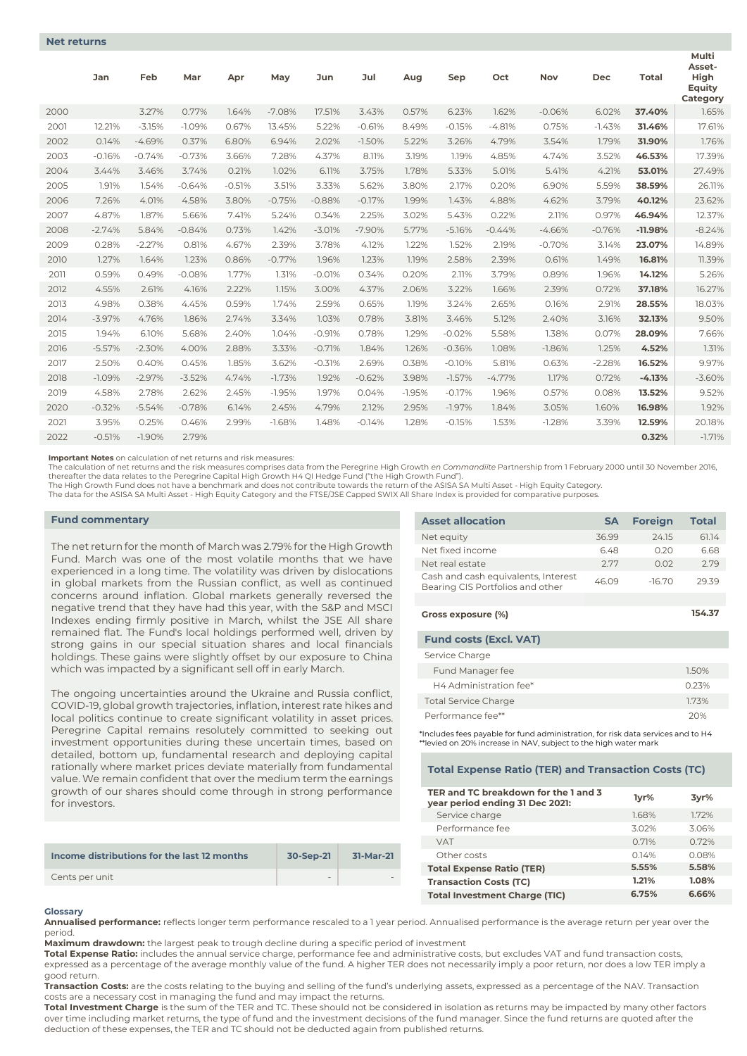## Net returns

| | Jan | Feb | Mar | Apr | May | Jun | Jul | Aug | Sep | Oct | Nov | Dec | Total | Multi Asset-High Equity Category |
|---|---|---|---|---|---|---|---|---|---|---|---|---|---|---|
| 2000 | | 3.27% | 0.77% | 1.64% | -7.08% | 17.51% | 3.43% | 0.57% | 6.23% | 1.62% | -0.06% | 6.02% | **37.40%** | 1.65% |
| 2001 | 12.21% | -3.15% | -1.09% | 0.67% | 13.45% | 5.22% | -0.61% | 8.49% | -0.15% | -4.81% | 0.75% | -1.43% | **31.46%** | 17.61% |
| 2002 | 0.14% | -4.69% | 0.37% | 6.80% | 6.94% | 2.02% | -1.50% | 5.22% | 3.26% | 4.79% | 3.54% | 1.79% | **31.90%** | 1.76% |
| 2003 | -0.16% | -0.74% | -0.73% | 3.66% | 7.28% | 4.37% | 8.11% | 3.19% | 1.19% | 4.85% | 4.74% | 3.52% | **46.53%** | 17.39% |
| 2004 | 3.44% | 3.46% | 3.74% | 0.21% | 1.02% | 6.11% | 3.75% | 1.78% | 5.33% | 5.01% | 5.41% | 4.21% | **53.01%** | 27.49% |
| 2005 | 1.91% | 1.54% | -0.64% | -0.51% | 3.51% | 3.33% | 5.62% | 3.80% | 2.17% | 0.20% | 6.90% | 5.59% | **38.59%** | 26.11% |
| 2006 | 7.26% | 4.01% | 4.58% | 3.80% | -0.75% | -0.88% | -0.17% | 1.99% | 1.43% | 4.88% | 4.62% | 3.79% | **40.12%** | 23.62% |
| 2007 | 4.87% | 1.87% | 5.66% | 7.41% | 5.24% | 0.34% | 2.25% | 3.02% | 5.43% | 0.22% | 2.11% | 0.97% | **46.94%** | 12.37% |
| 2008 | -2.74% | 5.84% | -0.84% | 0.73% | 1.42% | -3.01% | -7.90% | 5.77% | -5.16% | -0.44% | -4.66% | -0.76% | **-11.98%** | -8.24% |
| 2009 | 0.28% | -2.27% | 0.81% | 4.67% | 2.39% | 3.78% | 4.12% | 1.22% | 1.52% | 2.19% | -0.70% | 3.14% | **23.07%** | 14.89% |
| 2010 | 1.27% | 1.64% | 1.23% | 0.86% | -0.77% | 1.96% | 1.23% | 1.19% | 2.58% | 2.39% | 0.61% | 1.49% | **16.81%** | 11.39% |
| 2011 | 0.59% | 0.49% | -0.08% | 1.77% | 1.31% | -0.01% | 0.34% | 0.20% | 2.11% | 3.79% | 0.89% | 1.96% | **14.12%** | 5.26% |
| 2012 | 4.55% | 2.61% | 4.16% | 2.22% | 1.15% | 3.00% | 4.37% | 2.06% | 3.22% | 1.66% | 2.39% | 0.72% | **37.18%** | 16.27% |
| 2013 | 4.98% | 0.38% | 4.45% | 0.59% | 1.74% | 2.59% | 0.65% | 1.19% | 3.24% | 2.65% | 0.16% | 2.91% | **28.55%** | 18.03% |
| 2014 | -3.97% | 4.76% | 1.86% | 2.74% | 3.34% | 1.03% | 0.78% | 3.81% | 3.46% | 5.12% | 2.40% | 3.16% | **32.13%** | 9.50% |
| 2015 | 1.94% | 6.10% | 5.68% | 2.40% | 1.04% | -0.91% | 0.78% | 1.29% | -0.02% | 5.58% | 1.38% | 0.07% | **28.09%** | 7.66% |
| 2016 | -5.57% | -2.30% | 4.00% | 2.88% | 3.33% | -0.71% | 1.84% | 1.26% | -0.36% | 1.08% | -1.86% | 1.25% | **4.52%** | 1.31% |
| 2017 | 2.50% | 0.40% | 0.45% | 1.85% | 3.62% | -0.31% | 2.69% | 0.38% | -0.10% | 5.81% | 0.63% | -2.28% | **16.52%** | 9.97% |
| 2018 | -1.09% | -2.97% | -3.52% | 4.74% | -1.73% | 1.92% | -0.62% | 3.98% | -1.57% | -4.77% | 1.17% | 0.72% | **-4.13%** | -3.60% |
| 2019 | 4.58% | 2.78% | 2.62% | 2.45% | -1.95% | 1.97% | 0.04% | -1.95% | -0.17% | 1.96% | 0.57% | 0.08% | **13.52%** | 9.52% |
| 2020 | -0.32% | -5.54% | -0.78% | 6.14% | 2.45% | 4.79% | 2.12% | 2.95% | -1.97% | 1.84% | 3.05% | 1.60% | **16.98%** | 1.92% |
| 2021 | 3.95% | 0.25% | 0.46% | 2.99% | -1.68% | 1.48% | -0.14% | 1.28% | -0.15% | 1.53% | -1.28% | 3.39% | **12.59%** | 20.18% |
| 2022 | -0.51% | -1.90% | 2.79% | | | | | | | | | | **0.32%** | -1.71% |

**Important Notes** on calculation of net returns and risk measures:
The calculation of net returns and the risk measures comprises data from the Peregrine High Growth *en Commandiite* Partnership from 1 February 2000 until 30 November 2016, thereafter the data relates to the Peregrine Capital High Growth H4 QI Hedge Fund ("the High Growth Fund").
The High Growth Fund does not have a benchmark and does not contribute towards the return of the ASISA SA Multi Asset - High Equity Category.
The data for the ASISA SA Multi Asset - High Equity Category and the FTSE/JSE Capped SWIX All Share Index is provided for comparative purposes.

## Fund commentary

The net return for the month of March was 2.79% for the High Growth Fund. March was one of the most volatile months that we have experienced in a long time. The volatility was driven by dislocations in global markets from the Russian conflict, as well as continued concerns around inflation. Global markets generally reversed the negative trend that they have had this year, with the S&P and MSCI Indexes ending firmly positive in March, whilst the JSE All share remained flat. The Fund's local holdings performed well, driven by strong gains in our special situation shares and local financials holdings. These gains were slightly offset by our exposure to China which was impacted by a significant sell off in early March.

The ongoing uncertainties around the Ukraine and Russia conflict, COVID-19, global growth trajectories, inflation, interest rate hikes and local politics continue to create significant volatility in asset prices. Peregrine Capital remains resolutely committed to seeking out investment opportunities during these uncertain times, based on detailed, bottom up, fundamental research and deploying capital rationally where market prices deviate materially from fundamental value. We remain confident that over the medium term the earnings growth of our shares should come through in strong performance for investors.

| Income distributions for the last 12 months | 30-Sep-21 | 31-Mar-21 |
|---|---|---|
| Cents per unit | - | - |

## Asset allocation

| Asset allocation | SA | Foreign | Total |
|---|---|---|---|
| Net equity | 36.99 | 24.15 | 61.14 |
| Net fixed income | 6.48 | 0.20 | 6.68 |
| Net real estate | 2.77 | 0.02 | 2.79 |
| Cash and cash equivalents, Interest Bearing CIS Portfolios and other | 46.09 | -16.70 | 29.39 |
| **Gross exposure (%)** | | | **154.37** |

## Fund costs (Excl. VAT)

| Fund costs (Excl. VAT) | |
|---|---|
| Service Charge | |
| Fund Manager fee | 1.50% |
| H4 Administration fee* | 0.23% |
| Total Service Charge | 1.73% |
| Performance fee** | 20% |

*Includes fees payable for fund administration, for risk data services and to H4
**levied on 20% increase in NAV, subject to the high water mark

## Total Expense Ratio (TER) and Transaction Costs (TC)

| TER and TC breakdown for the 1 and 3 year period ending 31 Dec 2021: | 1yr% | 3yr% |
|---|---|---|
| Service charge | 1.68% | 1.72% |
| Performance fee | 3.02% | 3.06% |
| VAT | 0.71% | 0.72% |
| Other costs | 0.14% | 0.08% |
| **Total Expense Ratio (TER)** | **5.55%** | **5.58%** |
| **Transaction Costs (TC)** | **1.21%** | **1.08%** |
| **Total Investment Charge (TIC)** | **6.75%** | **6.66%** |

### Glossary

**Annualised performance:** reflects longer term performance rescaled to a 1 year period. Annualised performance is the average return per year over the period.
**Maximum drawdown:** the largest peak to trough decline during a specific period of investment
**Total Expense Ratio:** includes the annual service charge, performance fee and administrative costs, but excludes VAT and fund transaction costs, expressed as a percentage of the average monthly value of the fund. A higher TER does not necessarily imply a poor return, nor does a low TER imply a good return.
**Transaction Costs:** are the costs relating to the buying and selling of the fund's underlying assets, expressed as a percentage of the NAV. Transaction costs are a necessary cost in managing the fund and may impact the returns.
**Total Investment Charge** is the sum of the TER and TC. These should not be considered in isolation as returns may be impacted by many other factors over time including market returns, the type of fund and the investment decisions of the fund manager. Since the fund returns are quoted after the deduction of these expenses, the TER and TC should not be deducted again from published returns.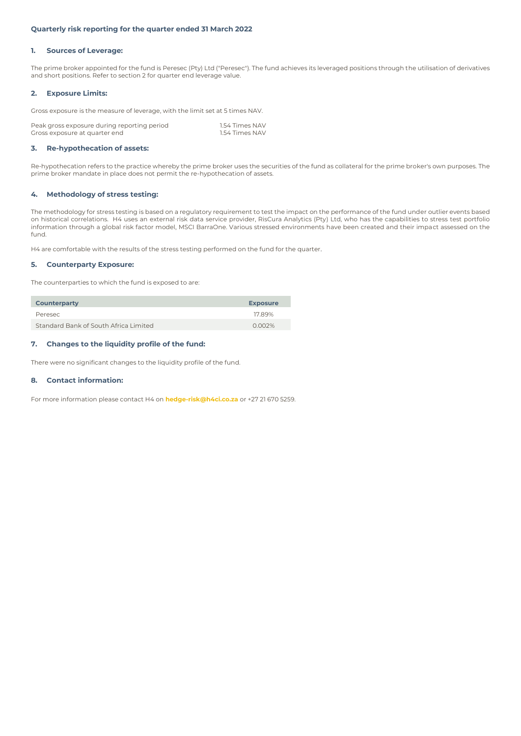## Quarterly risk reporting for the quarter ended 31 March 2022

### 1. Sources of Leverage:

The prime broker appointed for the fund is Peresec (Pty) Ltd ("Peresec"). The fund achieves its leveraged positions through the utilisation of derivatives and short positions. Refer to section 2 for quarter end leverage value.

### 2. Exposure Limits:

Gross exposure is the measure of leverage, with the limit set at 5 times NAV.

| | |
|---|---|
| Peak gross exposure during reporting period | 1.54 Times NAV |
| Gross exposure at quarter end | 1.54 Times NAV |

### 3. Re-hypothecation of assets:

Re-hypothecation refers to the practice whereby the prime broker uses the securities of the fund as collateral for the prime broker's own purposes. The prime broker mandate in place does not permit the re-hypothecation of assets.

### 4. Methodology of stress testing:

The methodology for stress testing is based on a regulatory requirement to test the impact on the performance of the fund under outlier events based on historical correlations. H4 uses an external risk data service provider, RisCura Analytics (Pty) Ltd, who has the capabilities to stress test portfolio information through a global risk factor model, MSCI BarraOne. Various stressed environments have been created and their impact assessed on the fund.

H4 are comfortable with the results of the stress testing performed on the fund for the quarter.

### 5. Counterparty Exposure:

The counterparties to which the fund is exposed to are:

| Counterparty | Exposure |
|---|---|
| Peresec | 17.89% |
| Standard Bank of South Africa Limited | 0.002% |

### 7. Changes to the liquidity profile of the fund:

There were no significant changes to the liquidity profile of the fund.

### 8. Contact information:

For more information please contact H4 on **hedge-risk@h4ci.co.za** or +27 21 670 5259.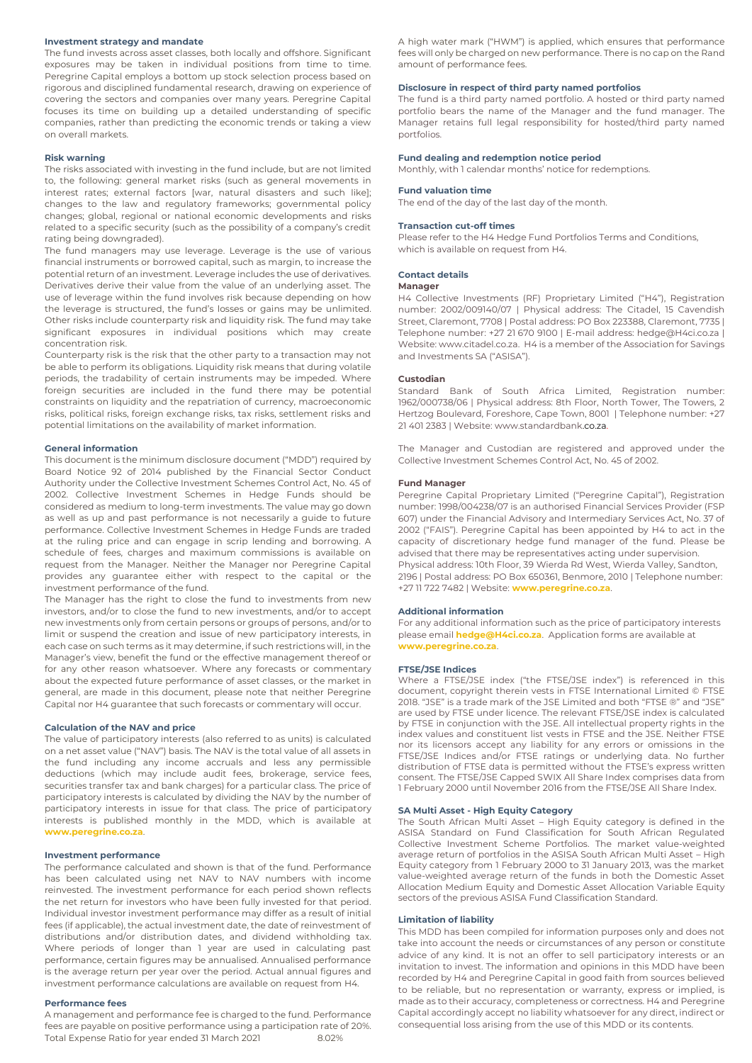### Investment strategy and mandate

The fund invests across asset classes, both locally and offshore. Significant exposures may be taken in individual positions from time to time. Peregrine Capital employs a bottom up stock selection process based on rigorous and disciplined fundamental research, drawing on experience of covering the sectors and companies over many years. Peregrine Capital focuses its time on building up a detailed understanding of specific companies, rather than predicting the economic trends or taking a view on overall markets.

### Risk warning

The risks associated with investing in the fund include, but are not limited to, the following: general market risks (such as general movements in interest rates; external factors [war, natural disasters and such like]; changes to the law and regulatory frameworks; governmental policy changes; global, regional or national economic developments and risks related to a specific security (such as the possibility of a company's credit rating being downgraded).

The fund managers may use leverage. Leverage is the use of various financial instruments or borrowed capital, such as margin, to increase the potential return of an investment. Leverage includes the use of derivatives. Derivatives derive their value from the value of an underlying asset. The use of leverage within the fund involves risk because depending on how the leverage is structured, the fund's losses or gains may be unlimited. Other risks include counterparty risk and liquidity risk. The fund may take significant exposures in individual positions which may create concentration risk.

Counterparty risk is the risk that the other party to a transaction may not be able to perform its obligations. Liquidity risk means that during volatile periods, the tradability of certain instruments may be impeded. Where foreign securities are included in the fund there may be potential constraints on liquidity and the repatriation of currency, macroeconomic risks, political risks, foreign exchange risks, tax risks, settlement risks and potential limitations on the availability of market information.

### General information

This document is the minimum disclosure document ("MDD") required by Board Notice 92 of 2014 published by the Financial Sector Conduct Authority under the Collective Investment Schemes Control Act, No. 45 of 2002. Collective Investment Schemes in Hedge Funds should be considered as medium to long-term investments. The value may go down as well as up and past performance is not necessarily a guide to future performance. Collective Investment Schemes in Hedge Funds are traded at the ruling price and can engage in scrip lending and borrowing. A schedule of fees, charges and maximum commissions is available on request from the Manager. Neither the Manager nor Peregrine Capital provides any guarantee either with respect to the capital or the investment performance of the fund.

The Manager has the right to close the fund to investments from new investors, and/or to close the fund to new investments, and/or to accept new investments only from certain persons or groups of persons, and/or to limit or suspend the creation and issue of new participatory interests, in each case on such terms as it may determine, if such restrictions will, in the Manager's view, benefit the fund or the effective management thereof or for any other reason whatsoever. Where any forecasts or commentary about the expected future performance of asset classes, or the market in general, are made in this document, please note that neither Peregrine Capital nor H4 guarantee that such forecasts or commentary will occur.

### Calculation of the NAV and price

The value of participatory interests (also referred to as units) is calculated on a net asset value ("NAV") basis. The NAV is the total value of all assets in the fund including any income accruals and less any permissible deductions (which may include audit fees, brokerage, service fees, securities transfer tax and bank charges) for a particular class. The price of participatory interests is calculated by dividing the NAV by the number of participatory interests in issue for that class. The price of participatory interests is published monthly in the MDD, which is available at **www.peregrine.co.za**.

### Investment performance

The performance calculated and shown is that of the fund. Performance has been calculated using net NAV to NAV numbers with income reinvested. The investment performance for each period shown reflects the net return for investors who have been fully invested for that period. Individual investor investment performance may differ as a result of initial fees (if applicable), the actual investment date, the date of reinvestment of distributions and/or distribution dates, and dividend withholding tax. Where periods of longer than 1 year are used in calculating past performance, certain figures may be annualised. Annualised performance is the average return per year over the period. Actual annual figures and investment performance calculations are available on request from H4.

### Performance fees

A management and performance fee is charged to the fund. Performance fees are payable on positive performance using a participation rate of 20%.
Total Expense Ratio for year ended 31 March 2021 8.02%

A high water mark ("HWM") is applied, which ensures that performance fees will only be charged on new performance. There is no cap on the Rand amount of performance fees.

### Disclosure in respect of third party named portfolios

The fund is a third party named portfolio. A hosted or third party named portfolio bears the name of the Manager and the fund manager. The Manager retains full legal responsibility for hosted/third party named portfolios.

### Fund dealing and redemption notice period

Monthly, with 1 calendar months' notice for redemptions.

### Fund valuation time

The end of the day of the last day of the month.

### Transaction cut-off times

Please refer to the H4 Hedge Fund Portfolios Terms and Conditions, which is available on request from H4.

### Contact details

**Manager**

H4 Collective Investments (RF) Proprietary Limited ("H4"), Registration number: 2002/009140/07 | Physical address: The Citadel, 15 Cavendish Street, Claremont, 7708 | Postal address: PO Box 223388, Claremont, 7735 | Telephone number: +27 21 670 9100 | E-mail address: hedge@H4ci.co.za | Website: www.citadel.co.za. H4 is a member of the Association for Savings and Investments SA ("ASISA").

**Custodian**

Standard Bank of South Africa Limited, Registration number: 1962/000738/06 | Physical address: 8th Floor, North Tower, The Towers, 2 Hertzog Boulevard, Foreshore, Cape Town, 8001 | Telephone number: +27 21 401 2383 | Website: www.standardbank.co.za.

The Manager and Custodian are registered and approved under the Collective Investment Schemes Control Act, No. 45 of 2002.

**Fund Manager**

Peregrine Capital Proprietary Limited ("Peregrine Capital"), Registration number: 1998/004238/07 is an authorised Financial Services Provider (FSP 607) under the Financial Advisory and Intermediary Services Act, No. 37 of 2002 ("FAIS"). Peregrine Capital has been appointed by H4 to act in the capacity of discretionary hedge fund manager of the fund. Please be advised that there may be representatives acting under supervision.
Physical address: 10th Floor, 39 Wierda Rd West, Wierda Valley, Sandton, 2196 | Postal address: PO Box 650361, Benmore, 2010 | Telephone number: +27 11 722 7482 | Website: **www.peregrine.co.za**.

### Additional information

For any additional information such as the price of participatory interests please email **hedge@H4ci.co.za**. Application forms are available at **www.peregrine.co.za**.

### FTSE/JSE Indices

Where a FTSE/JSE index ("the FTSE/JSE index") is referenced in this document, copyright therein vests in FTSE International Limited © FTSE 2018. "JSE" is a trade mark of the JSE Limited and both "FTSE ®" and "JSE" are used by FTSE under licence. The relevant FTSE/JSE index is calculated by FTSE in conjunction with the JSE. All intellectual property rights in the index values and constituent list vests in FTSE and the JSE. Neither FTSE nor its licensors accept any liability for any errors or omissions in the FTSE/JSE Indices and/or FTSE ratings or underlying data. No further distribution of FTSE data is permitted without the FTSE's express written consent. The FTSE/JSE Capped SWIX All Share Index comprises data from 1 February 2000 until November 2016 from the FTSE/JSE All Share Index.

### SA Multi Asset - High Equity Category

The South African Multi Asset – High Equity category is defined in the ASISA Standard on Fund Classification for South African Regulated Collective Investment Scheme Portfolios. The market value-weighted average return of portfolios in the ASISA South African Multi Asset – High Equity category from 1 February 2000 to 31 January 2013, was the market value-weighted average return of the funds in both the Domestic Asset Allocation Medium Equity and Domestic Asset Allocation Variable Equity sectors of the previous ASISA Fund Classification Standard.

### Limitation of liability

This MDD has been compiled for information purposes only and does not take into account the needs or circumstances of any person or constitute advice of any kind. It is not an offer to sell participatory interests or an invitation to invest. The information and opinions in this MDD have been recorded by H4 and Peregrine Capital in good faith from sources believed to be reliable, but no representation or warranty, express or implied, is made as to their accuracy, completeness or correctness. H4 and Peregrine Capital accordingly accept no liability whatsoever for any direct, indirect or consequential loss arising from the use of this MDD or its contents.